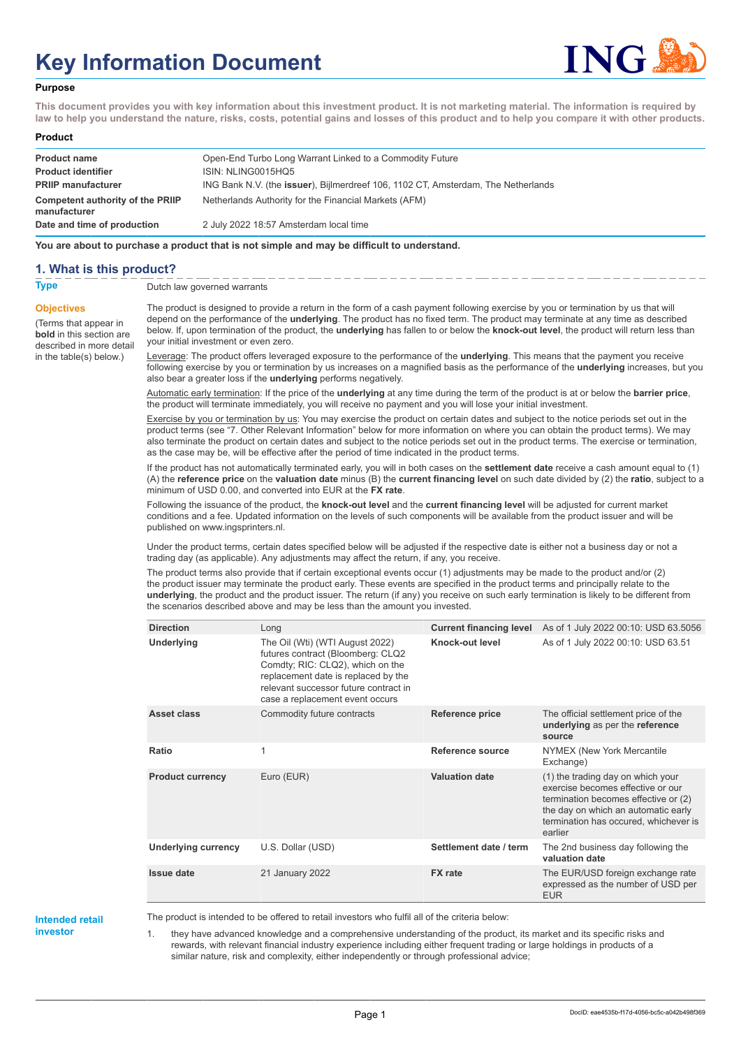# Key Information Document

**Purpose**

**This document provides you with key information about this investment product. It is not marketing material. The information is required by law to help you understand the nature, risks, costs, potential gains and losses of this product and to help you compare it with other products.**

**Product**

| | |
|---|---|
| **Product name** | Open-End Turbo Long Warrant Linked to a Commodity Future |
| **Product identifier** | ISIN: NLING0015HQ5 |
| **PRIIP manufacturer** | ING Bank N.V. (the **issuer**), Bijlmerdreef 106, 1102 CT, Amsterdam, The Netherlands |
| **Competent authority of the PRIIP manufacturer** | Netherlands Authority for the Financial Markets (AFM) |
| **Date and time of production** | 2 July 2022 18:57 Amsterdam local time |

**You are about to purchase a product that is not simple and may be difficult to understand.**

## 1. What is this product?

**Type**

Dutch law governed warrants

**Objectives**

(Terms that appear in **bold** in this section are described in more detail in the table(s) below.)

The product is designed to provide a return in the form of a cash payment following exercise by you or termination by us that will depend on the performance of the **underlying**. The product has no fixed term. The product may terminate at any time as described below. If, upon termination of the product, the **underlying** has fallen to or below the **knock-out level**, the product will return less than your initial investment or even zero.

Leverage: The product offers leveraged exposure to the performance of the **underlying**. This means that the payment you receive following exercise by you or termination by us increases on a magnified basis as the performance of the **underlying** increases, but you also bear a greater loss if the **underlying** performs negatively.

Automatic early termination: If the price of the **underlying** at any time during the term of the product is at or below the **barrier price**, the product will terminate immediately, you will receive no payment and you will lose your initial investment.

Exercise by you or termination by us: You may exercise the product on certain dates and subject to the notice periods set out in the product terms (see "7. Other Relevant Information" below for more information on where you can obtain the product terms). We may also terminate the product on certain dates and subject to the notice periods set out in the product terms. The exercise or termination, as the case may be, will be effective after the period of time indicated in the product terms.

If the product has not automatically terminated early, you will in both cases on the **settlement date** receive a cash amount equal to (1) (A) the **reference price** on the **valuation date** minus (B) the **current financing level** on such date divided by (2) the **ratio**, subject to a minimum of USD 0.00, and converted into EUR at the **FX rate**.

Following the issuance of the product, the **knock-out level** and the **current financing level** will be adjusted for current market conditions and a fee. Updated information on the levels of such components will be available from the product issuer and will be published on www.ingsprinters.nl.

Under the product terms, certain dates specified below will be adjusted if the respective date is either not a business day or not a trading day (as applicable). Any adjustments may affect the return, if any, you receive.

The product terms also provide that if certain exceptional events occur (1) adjustments may be made to the product and/or (2) the product issuer may terminate the product early. These events are specified in the product terms and principally relate to the **underlying**, the product and the product issuer. The return (if any) you receive on such early termination is likely to be different from the scenarios described above and may be less than the amount you invested.

| | | | |
|---|---|---|---|
| **Direction** | Long | **Current financing level** | As of 1 July 2022 00:10: USD 63.5056 |
| **Underlying** | The Oil (Wti) (WTI August 2022) futures contract (Bloomberg: CLQ2 Comdty; RIC: CLQ2), which on the replacement date is replaced by the relevant successor future contract in case a replacement event occurs | **Knock-out level** | As of 1 July 2022 00:10: USD 63.51 |
| **Asset class** | Commodity future contracts | **Reference price** | The official settlement price of the **underlying** as per the **reference source** |
| **Ratio** | 1 | **Reference source** | NYMEX (New York Mercantile Exchange) |
| **Product currency** | Euro (EUR) | **Valuation date** | (1) the trading day on which your exercise becomes effective or our termination becomes effective or (2) the day on which an automatic early termination has occured, whichever is earlier |
| **Underlying currency** | U.S. Dollar (USD) | **Settlement date / term** | The 2nd business day following the **valuation date** |
| **Issue date** | 21 January 2022 | **FX rate** | The EUR/USD foreign exchange rate expressed as the number of USD per EUR |

**Intended retail investor**

The product is intended to be offered to retail investors who fulfil all of the criteria below:

1. they have advanced knowledge and a comprehensive understanding of the product, its market and its specific risks and rewards, with relevant financial industry experience including either frequent trading or large holdings in products of a similar nature, risk and complexity, either independently or through professional advice;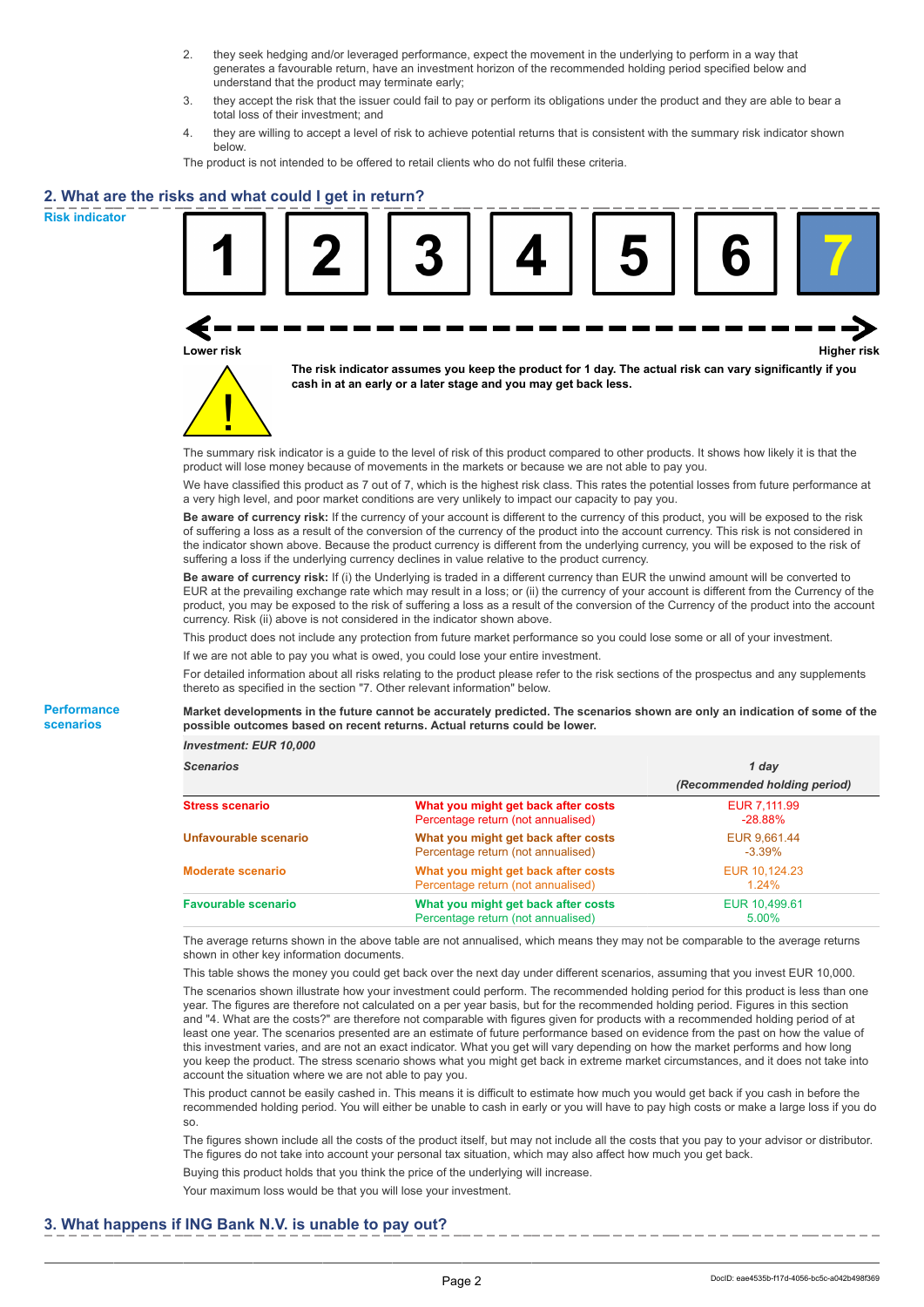2. they seek hedging and/or leveraged performance, expect the movement in the underlying to perform in a way that generates a favourable return, have an investment horizon of the recommended holding period specified below and understand that the product may terminate early;
3. they accept the risk that the issuer could fail to pay or perform its obligations under the product and they are able to bear a total loss of their investment; and
4. they are willing to accept a level of risk to achieve potential returns that is consistent with the summary risk indicator shown below.

The product is not intended to be offered to retail clients who do not fulfil these criteria.

## 2. What are the risks and what could I get in return?

### Risk indicator

1 | 2 | 3 | 4 | 5 | 6 | **7**

Lower risk ← → Higher risk

**The risk indicator assumes you keep the product for 1 day. The actual risk can vary significantly if you cash in at an early or a later stage and you may get back less.**

The summary risk indicator is a guide to the level of risk of this product compared to other products. It shows how likely it is that the product will lose money because of movements in the markets or because we are not able to pay you.

We have classified this product as 7 out of 7, which is the highest risk class. This rates the potential losses from future performance at a very high level, and poor market conditions are very unlikely to impact our capacity to pay you.

**Be aware of currency risk:** If the currency of your account is different to the currency of this product, you will be exposed to the risk of suffering a loss as a result of the conversion of the currency of the product into the account currency. This risk is not considered in the indicator shown above. Because the product currency is different from the underlying currency, you will be exposed to the risk of suffering a loss if the underlying currency declines in value relative to the product currency.

**Be aware of currency risk:** If (i) the Underlying is traded in a different currency than EUR the unwind amount will be converted to EUR at the prevailing exchange rate which may result in a loss; or (ii) the currency of your account is different from the Currency of the product, you may be exposed to the risk of suffering a loss as a result of the conversion of the Currency of the product into the account currency. Risk (ii) above is not considered in the indicator shown above.

This product does not include any protection from future market performance so you could lose some or all of your investment.

If we are not able to pay you what is owed, you could lose your entire investment.

For detailed information about all risks relating to the product please refer to the risk sections of the prospectus and any supplements thereto as specified in the section "7. Other relevant information" below.

### Performance scenarios

**Market developments in the future cannot be accurately predicted. The scenarios shown are only an indication of some of the possible outcomes based on recent returns. Actual returns could be lower.**

*Investment: EUR 10,000*

| *Scenarios* | | *1 day* *(Recommended holding period)* |
|---|---|---|
| **Stress scenario** | **What you might get back after costs** | EUR 7,111.99 |
| | Percentage return (not annualised) | -28.88% |
| **Unfavourable scenario** | **What you might get back after costs** | EUR 9,661.44 |
| | Percentage return (not annualised) | -3.39% |
| **Moderate scenario** | **What you might get back after costs** | EUR 10,124.23 |
| | Percentage return (not annualised) | 1.24% |
| **Favourable scenario** | **What you might get back after costs** | EUR 10,499.61 |
| | Percentage return (not annualised) | 5.00% |

The average returns shown in the above table are not annualised, which means they may not be comparable to the average returns shown in other key information documents.

This table shows the money you could get back over the next day under different scenarios, assuming that you invest EUR 10,000.

The scenarios shown illustrate how your investment could perform. The recommended holding period for this product is less than one year. The figures are therefore not calculated on a per year basis, but for the recommended holding period. Figures in this section and "4. What are the costs?" are therefore not comparable with figures given for products with a recommended holding period of at least one year. The scenarios presented are an estimate of future performance based on evidence from the past on how the value of this investment varies, and are not an exact indicator. What you get will vary depending on how the market performs and how long you keep the product. The stress scenario shows what you might get back in extreme market circumstances, and it does not take into account the situation where we are not able to pay you.

This product cannot be easily cashed in. This means it is difficult to estimate how much you would get back if you cash in before the recommended holding period. You will either be unable to cash in early or you will have to pay high costs or make a large loss if you do so.

The figures shown include all the costs of the product itself, but may not include all the costs that you pay to your advisor or distributor. The figures do not take into account your personal tax situation, which may also affect how much you get back.

Buying this product holds that you think the price of the underlying will increase.

Your maximum loss would be that you will lose your investment.

## 3. What happens if ING Bank N.V. is unable to pay out?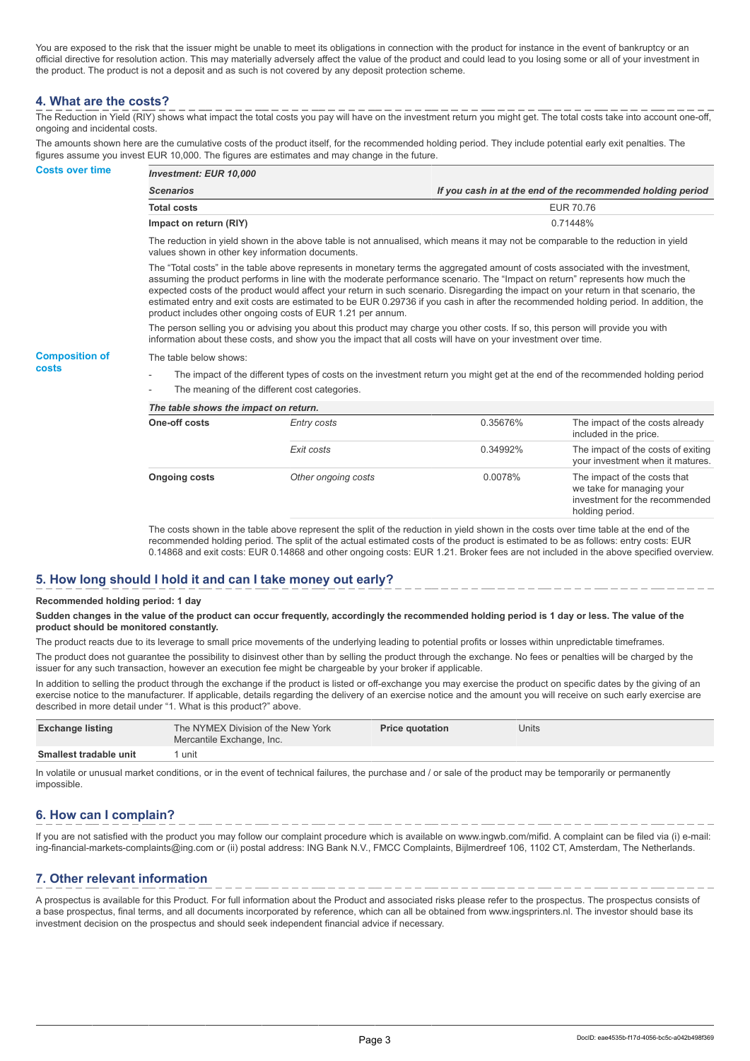You are exposed to the risk that the issuer might be unable to meet its obligations in connection with the product for instance in the event of bankruptcy or an official directive for resolution action. This may materially adversely affect the value of the product and could lead to you losing some or all of your investment in the product. The product is not a deposit and as such is not covered by any deposit protection scheme.

## 4. What are the costs?

The Reduction in Yield (RIY) shows what impact the total costs you pay will have on the investment return you might get. The total costs take into account one-off, ongoing and incidental costs.

The amounts shown here are the cumulative costs of the product itself, for the recommended holding period. They include potential early exit penalties. The figures assume you invest EUR 10,000. The figures are estimates and may change in the future.

**Costs over time**

| *Investment: EUR 10,000* | |
|---|---|
| ***Scenarios*** | ***If you cash in at the end of the recommended holding period*** |
| **Total costs** | EUR 70.76 |
| **Impact on return (RIY)** | 0.71448% |

The reduction in yield shown in the above table is not annualised, which means it may not be comparable to the reduction in yield values shown in other key information documents.

The "Total costs" in the table above represents in monetary terms the aggregated amount of costs associated with the investment, assuming the product performs in line with the moderate performance scenario. The "Impact on return" represents how much the expected costs of the product would affect your return in such scenario. Disregarding the impact on your return in that scenario, the estimated entry and exit costs are estimated to be EUR 0.29736 if you cash in after the recommended holding period. In addition, the product includes other ongoing costs of EUR 1.21 per annum.

The person selling you or advising you about this product may charge you other costs. If so, this person will provide you with information about these costs, and show you the impact that all costs will have on your investment over time.

**Composition of costs**

The table below shows:

- The impact of the different types of costs on the investment return you might get at the end of the recommended holding period
- The meaning of the different cost categories.

| *The table shows the impact on return.* | | | |
|---|---|---|---|
| **One-off costs** | *Entry costs* | 0.35676% | The impact of the costs already included in the price. |
| | *Exit costs* | 0.34992% | The impact of the costs of exiting your investment when it matures. |
| **Ongoing costs** | *Other ongoing costs* | 0.0078% | The impact of the costs that we take for managing your investment for the recommended holding period. |

The costs shown in the table above represent the split of the reduction in yield shown in the costs over time table at the end of the recommended holding period. The split of the actual estimated costs of the product is estimated to be as follows: entry costs: EUR 0.14868 and exit costs: EUR 0.14868 and other ongoing costs: EUR 1.21. Broker fees are not included in the above specified overview.

## 5. How long should I hold it and can I take money out early?

**Recommended holding period: 1 day**

**Sudden changes in the value of the product can occur frequently, accordingly the recommended holding period is 1 day or less. The value of the product should be monitored constantly.**

The product reacts due to its leverage to small price movements of the underlying leading to potential profits or losses within unpredictable timeframes.

The product does not guarantee the possibility to disinvest other than by selling the product through the exchange. No fees or penalties will be charged by the issuer for any such transaction, however an execution fee might be chargeable by your broker if applicable.

In addition to selling the product through the exchange if the product is listed or off-exchange you may exercise the product on specific dates by the giving of an exercise notice to the manufacturer. If applicable, details regarding the delivery of an exercise notice and the amount you will receive on such early exercise are described in more detail under "1. What is this product?" above.

| **Exchange listing** | The NYMEX Division of the New York Mercantile Exchange, Inc. | **Price quotation** | Units |
|---|---|---|---|
| **Smallest tradable unit** | 1 unit | | |

In volatile or unusual market conditions, or in the event of technical failures, the purchase and / or sale of the product may be temporarily or permanently impossible.

## 6. How can I complain?

If you are not satisfied with the product you may follow our complaint procedure which is available on www.ingwb.com/mifid. A complaint can be filed via (i) e-mail: ing-financial-markets-complaints@ing.com or (ii) postal address: ING Bank N.V., FMCC Complaints, Bijlmerdreef 106, 1102 CT, Amsterdam, The Netherlands.

## 7. Other relevant information

A prospectus is available for this Product. For full information about the Product and associated risks please refer to the prospectus. The prospectus consists of a base prospectus, final terms, and all documents incorporated by reference, which can all be obtained from www.ingsprinters.nl. The investor should base its investment decision on the prospectus and should seek independent financial advice if necessary.